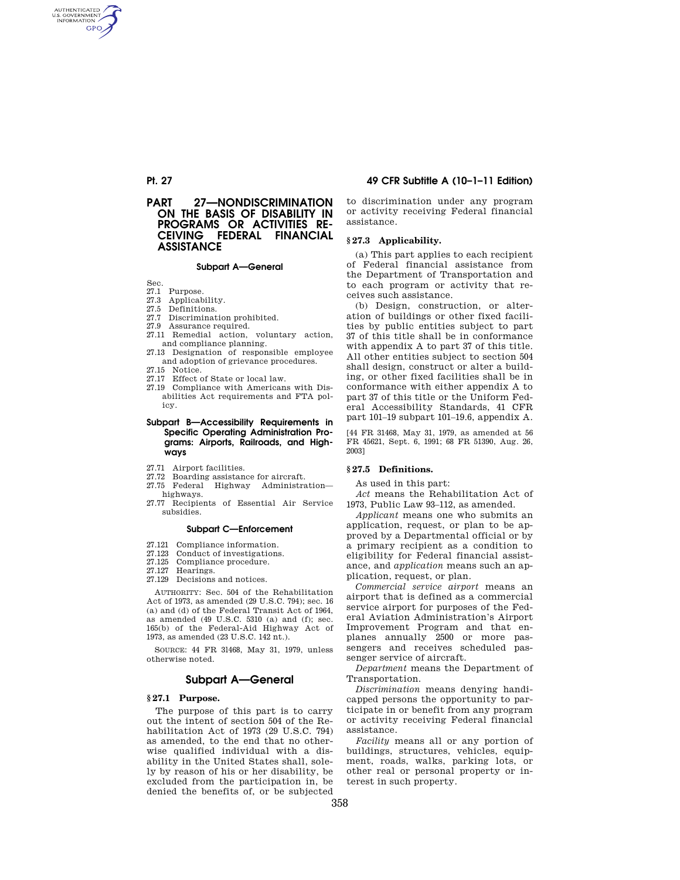# PART 27—NONDISCRIMINATION ON THE BASIS OF DISABILITY IN PROGRAMS OR ACTIVITIES RECEIVING FEDERAL FINANCIAL ASSISTANCE

### Subpart A—General

Sec.
27.1 Purpose.
27.3 Applicability.
27.5 Definitions.
27.7 Discrimination prohibited.
27.9 Assurance required.
27.11 Remedial action, voluntary action, and compliance planning.
27.13 Designation of responsible employee and adoption of grievance procedures.
27.15 Notice.
27.17 Effect of State or local law.
27.19 Compliance with Americans with Disabilities Act requirements and FTA policy.

### Subpart B—Accessibility Requirements in Specific Operating Administration Programs: Airports, Railroads, and Highways

27.71 Airport facilities.
27.72 Boarding assistance for aircraft.
27.75 Federal Highway Administration—highways.
27.77 Recipients of Essential Air Service subsidies.

### Subpart C—Enforcement

27.121 Compliance information.
27.123 Conduct of investigations.
27.125 Compliance procedure.
27.127 Hearings.
27.129 Decisions and notices.

AUTHORITY: Sec. 504 of the Rehabilitation Act of 1973, as amended (29 U.S.C. 794); sec. 16 (a) and (d) of the Federal Transit Act of 1964, as amended (49 U.S.C. 5310 (a) and (f); sec. 165(b) of the Federal-Aid Highway Act of 1973, as amended (23 U.S.C. 142 nt.).

SOURCE: 44 FR 31468, May 31, 1979, unless otherwise noted.

## Subpart A—General

### § 27.1 Purpose.

The purpose of this part is to carry out the intent of section 504 of the Rehabilitation Act of 1973 (29 U.S.C. 794) as amended, to the end that no otherwise qualified individual with a disability in the United States shall, solely by reason of his or her disability, be excluded from the participation in, be denied the benefits of, or be subjected to discrimination under any program or activity receiving Federal financial assistance.

### § 27.3 Applicability.

(a) This part applies to each recipient of Federal financial assistance from the Department of Transportation and to each program or activity that receives such assistance.

(b) Design, construction, or alteration of buildings or other fixed facilities by public entities subject to part 37 of this title shall be in conformance with appendix A to part 37 of this title. All other entities subject to section 504 shall design, construct or alter a building, or other fixed facilities shall be in conformance with either appendix A to part 37 of this title or the Uniform Federal Accessibility Standards, 41 CFR part 101–19 subpart 101–19.6, appendix A.

[44 FR 31468, May 31, 1979, as amended at 56 FR 45621, Sept. 6, 1991; 68 FR 51390, Aug. 26, 2003]

### § 27.5 Definitions.

As used in this part:

*Act* means the Rehabilitation Act of 1973, Public Law 93–112, as amended.

*Applicant* means one who submits an application, request, or plan to be approved by a Departmental official or by a primary recipient as a condition to eligibility for Federal financial assistance, and *application* means such an application, request, or plan.

*Commercial service airport* means an airport that is defined as a commercial service airport for purposes of the Federal Aviation Administration's Airport Improvement Program and that enplanes annually 2500 or more passengers and receives scheduled passenger service of aircraft.

*Department* means the Department of Transportation.

*Discrimination* means denying handicapped persons the opportunity to participate in or benefit from any program or activity receiving Federal financial assistance.

*Facility* means all or any portion of buildings, structures, vehicles, equipment, roads, walks, parking lots, or other real or personal property or interest in such property.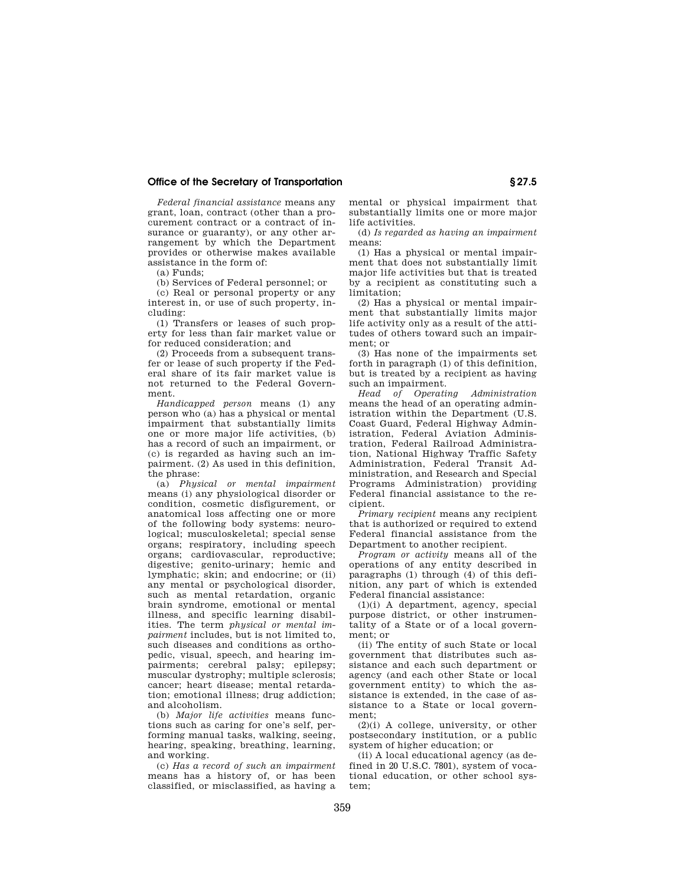*Federal financial assistance* means any grant, loan, contract (other than a procurement contract or a contract of insurance or guaranty), or any other arrangement by which the Department provides or otherwise makes available assistance in the form of:

(a) Funds;

(b) Services of Federal personnel; or

(c) Real or personal property or any interest in, or use of such property, including:

(1) Transfers or leases of such property for less than fair market value or for reduced consideration; and

(2) Proceeds from a subsequent transfer or lease of such property if the Federal share of its fair market value is not returned to the Federal Government.

*Handicapped person* means (1) any person who (a) has a physical or mental impairment that substantially limits one or more major life activities, (b) has a record of such an impairment, or (c) is regarded as having such an impairment. (2) As used in this definition, the phrase:

(a) *Physical or mental impairment* means (i) any physiological disorder or condition, cosmetic disfigurement, or anatomical loss affecting one or more of the following body systems: neurological; musculoskeletal; special sense organs; respiratory, including speech organs; cardiovascular, reproductive; digestive; genito-urinary; hemic and lymphatic; skin; and endocrine; or (ii) any mental or psychological disorder, such as mental retardation, organic brain syndrome, emotional or mental illness, and specific learning disabilities. The term *physical or mental impairment* includes, but is not limited to, such diseases and conditions as orthopedic, visual, speech, and hearing impairments; cerebral palsy; epilepsy; muscular dystrophy; multiple sclerosis; cancer; heart disease; mental retardation; emotional illness; drug addiction; and alcoholism.

(b) *Major life activities* means functions such as caring for one's self, performing manual tasks, walking, seeing, hearing, speaking, breathing, learning, and working.

(c) *Has a record of such an impairment* means has a history of, or has been classified, or misclassified, as having a mental or physical impairment that substantially limits one or more major life activities.

(d) *Is regarded as having an impairment* means:

(1) Has a physical or mental impairment that does not substantially limit major life activities but that is treated by a recipient as constituting such a limitation;

(2) Has a physical or mental impairment that substantially limits major life activity only as a result of the attitudes of others toward such an impairment; or

(3) Has none of the impairments set forth in paragraph (1) of this definition, but is treated by a recipient as having such an impairment.

*Head of Operating Administration* means the head of an operating administration within the Department (U.S. Coast Guard, Federal Highway Administration, Federal Aviation Administration, Federal Railroad Administration, National Highway Traffic Safety Administration, Federal Transit Administration, and Research and Special Programs Administration) providing Federal financial assistance to the recipient.

*Primary recipient* means any recipient that is authorized or required to extend Federal financial assistance from the Department to another recipient.

*Program or activity* means all of the operations of any entity described in paragraphs (1) through (4) of this definition, any part of which is extended Federal financial assistance:

(1)(i) A department, agency, special purpose district, or other instrumentality of a State or of a local government; or

(ii) The entity of such State or local government that distributes such assistance and each such department or agency (and each other State or local government entity) to which the assistance is extended, in the case of assistance to a State or local government;

(2)(i) A college, university, or other postsecondary institution, or a public system of higher education; or

(ii) A local educational agency (as defined in 20 U.S.C. 7801), system of vocational education, or other school system;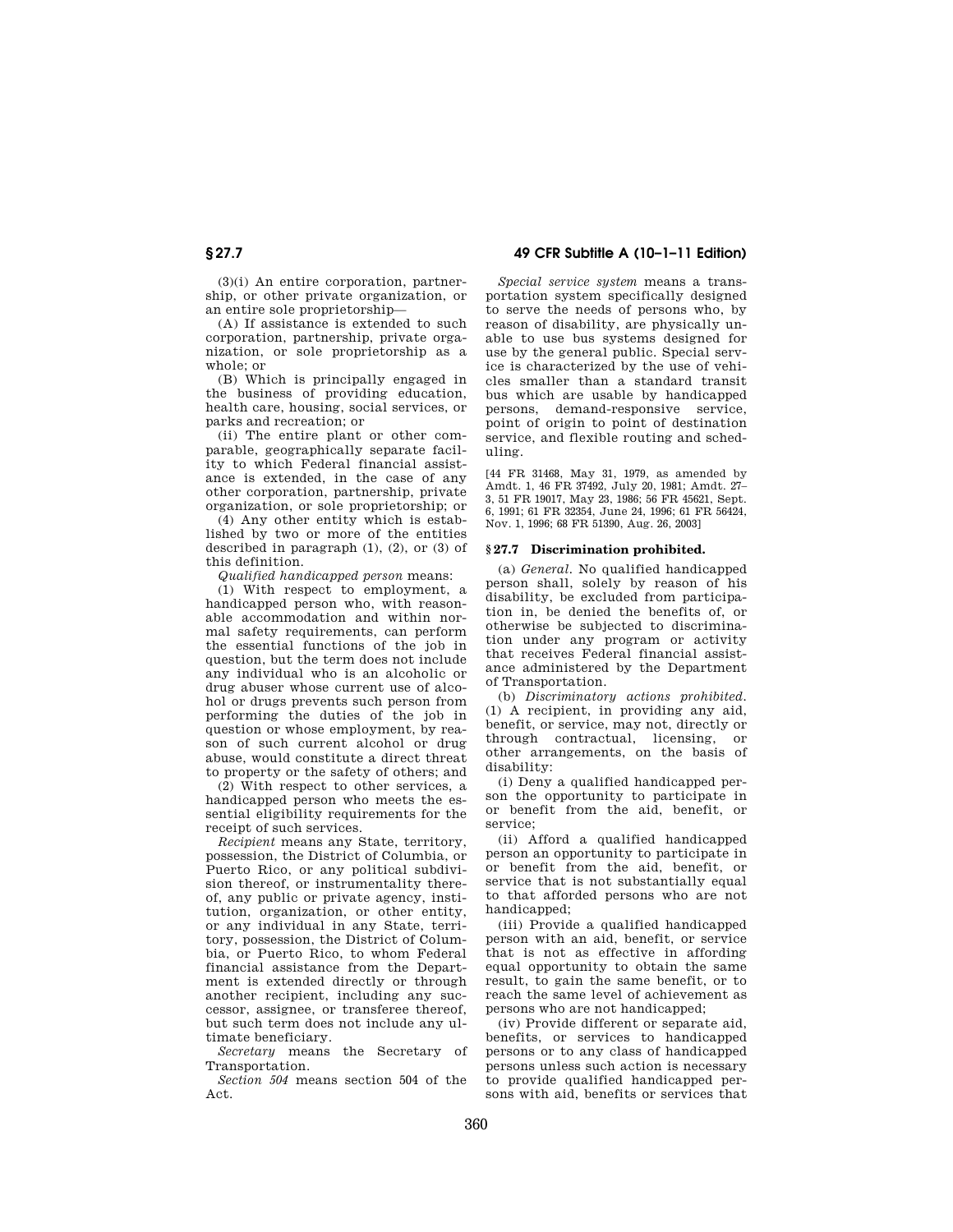(3)(i) An entire corporation, partnership, or other private organization, or an entire sole proprietorship—

(A) If assistance is extended to such corporation, partnership, private organization, or sole proprietorship as a whole; or

(B) Which is principally engaged in the business of providing education, health care, housing, social services, or parks and recreation; or

(ii) The entire plant or other comparable, geographically separate facility to which Federal financial assistance is extended, in the case of any other corporation, partnership, private organization, or sole proprietorship; or

(4) Any other entity which is established by two or more of the entities described in paragraph (1), (2), or (3) of this definition.

*Qualified handicapped person* means:

(1) With respect to employment, a handicapped person who, with reasonable accommodation and within normal safety requirements, can perform the essential functions of the job in question, but the term does not include any individual who is an alcoholic or drug abuser whose current use of alcohol or drugs prevents such person from performing the duties of the job in question or whose employment, by reason of such current alcohol or drug abuse, would constitute a direct threat to property or the safety of others; and

(2) With respect to other services, a handicapped person who meets the essential eligibility requirements for the receipt of such services.

*Recipient* means any State, territory, possession, the District of Columbia, or Puerto Rico, or any political subdivision thereof, or instrumentality thereof, any public or private agency, institution, organization, or other entity, or any individual in any State, territory, possession, the District of Columbia, or Puerto Rico, to whom Federal financial assistance from the Department is extended directly or through another recipient, including any successor, assignee, or transferee thereof, but such term does not include any ultimate beneficiary.

*Secretary* means the Secretary of Transportation.

*Section 504* means section 504 of the Act.

*Special service system* means a transportation system specifically designed to serve the needs of persons who, by reason of disability, are physically unable to use bus systems designed for use by the general public. Special service is characterized by the use of vehicles smaller than a standard transit bus which are usable by handicapped persons, demand-responsive service, point of origin to point of destination service, and flexible routing and scheduling.

[44 FR 31468, May 31, 1979, as amended by Amdt. 1, 46 FR 37492, July 20, 1981; Amdt. 27–3, 51 FR 19017, May 23, 1986; 56 FR 45621, Sept. 6, 1991; 61 FR 32354, June 24, 1996; 61 FR 56424, Nov. 1, 1996; 68 FR 51390, Aug. 26, 2003]

## § 27.7 Discrimination prohibited.

(a) *General.* No qualified handicapped person shall, solely by reason of his disability, be excluded from participation in, be denied the benefits of, or otherwise be subjected to discrimination under any program or activity that receives Federal financial assistance administered by the Department of Transportation.

(b) *Discriminatory actions prohibited.* (1) A recipient, in providing any aid, benefit, or service, may not, directly or through contractual, licensing, or other arrangements, on the basis of disability:

(i) Deny a qualified handicapped person the opportunity to participate in or benefit from the aid, benefit, or service;

(ii) Afford a qualified handicapped person an opportunity to participate in or benefit from the aid, benefit, or service that is not substantially equal to that afforded persons who are not handicapped;

(iii) Provide a qualified handicapped person with an aid, benefit, or service that is not as effective in affording equal opportunity to obtain the same result, to gain the same benefit, or to reach the same level of achievement as persons who are not handicapped;

(iv) Provide different or separate aid, benefits, or services to handicapped persons or to any class of handicapped persons unless such action is necessary to provide qualified handicapped persons with aid, benefits or services that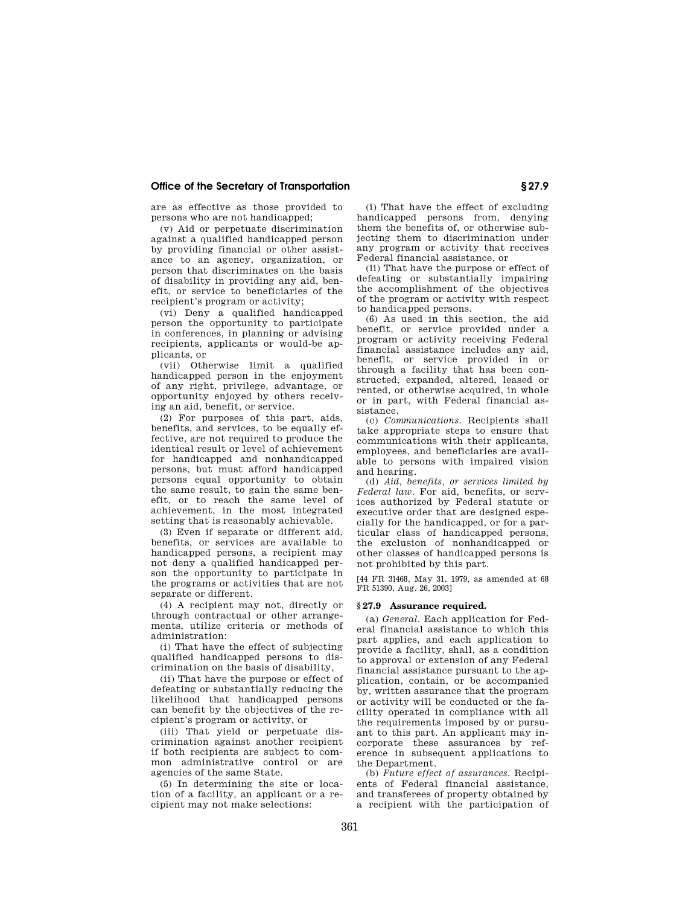are as effective as those provided to persons who are not handicapped;

(v) Aid or perpetuate discrimination against a qualified handicapped person by providing financial or other assistance to an agency, organization, or person that discriminates on the basis of disability in providing any aid, benefit, or service to beneficiaries of the recipient's program or activity;

(vi) Deny a qualified handicapped person the opportunity to participate in conferences, in planning or advising recipients, applicants or would-be applicants, or

(vii) Otherwise limit a qualified handicapped person in the enjoyment of any right, privilege, advantage, or opportunity enjoyed by others receiving an aid, benefit, or service.

(2) For purposes of this part, aids, benefits, and services, to be equally effective, are not required to produce the identical result or level of achievement for handicapped and nonhandicapped persons, but must afford handicapped persons equal opportunity to obtain the same result, to gain the same benefit, or to reach the same level of achievement, in the most integrated setting that is reasonably achievable.

(3) Even if separate or different aid, benefits, or services are available to handicapped persons, a recipient may not deny a qualified handicapped person the opportunity to participate in the programs or activities that are not separate or different.

(4) A recipient may not, directly or through contractual or other arrangements, utilize criteria or methods of administration:

(i) That have the effect of subjecting qualified handicapped persons to discrimination on the basis of disability,

(ii) That have the purpose or effect of defeating or substantially reducing the likelihood that handicapped persons can benefit by the objectives of the recipient's program or activity, or

(iii) That yield or perpetuate discrimination against another recipient if both recipients are subject to common administrative control or are agencies of the same State.

(5) In determining the site or location of a facility, an applicant or a recipient may not make selections:

(i) That have the effect of excluding handicapped persons from, denying them the benefits of, or otherwise subjecting them to discrimination under any program or activity that receives Federal financial assistance, or

(ii) That have the purpose or effect of defeating or substantially impairing the accomplishment of the objectives of the program or activity with respect to handicapped persons.

(6) As used in this section, the aid benefit, or service provided under a program or activity receiving Federal financial assistance includes any aid, benefit, or service provided in or through a facility that has been constructed, expanded, altered, leased or rented, or otherwise acquired, in whole or in part, with Federal financial assistance.

(c) *Communications.* Recipients shall take appropriate steps to ensure that communications with their applicants, employees, and beneficiaries are available to persons with impaired vision and hearing.

(d) *Aid, benefits, or services limited by Federal law.* For aid, benefits, or services authorized by Federal statute or executive order that are designed especially for the handicapped, or for a particular class of handicapped persons, the exclusion of nonhandicapped or other classes of handicapped persons is not prohibited by this part.

[44 FR 31468, May 31, 1979, as amended at 68 FR 51390, Aug. 26, 2003]

### § 27.9 Assurance required.

(a) *General.* Each application for Federal financial assistance to which this part applies, and each application to provide a facility, shall, as a condition to approval or extension of any Federal financial assistance pursuant to the application, contain, or be accompanied by, written assurance that the program or activity will be conducted or the facility operated in compliance with all the requirements imposed by or pursuant to this part. An applicant may incorporate these assurances by reference in subsequent applications to the Department.

(b) *Future effect of assurances.* Recipients of Federal financial assistance, and transferees of property obtained by a recipient with the participation of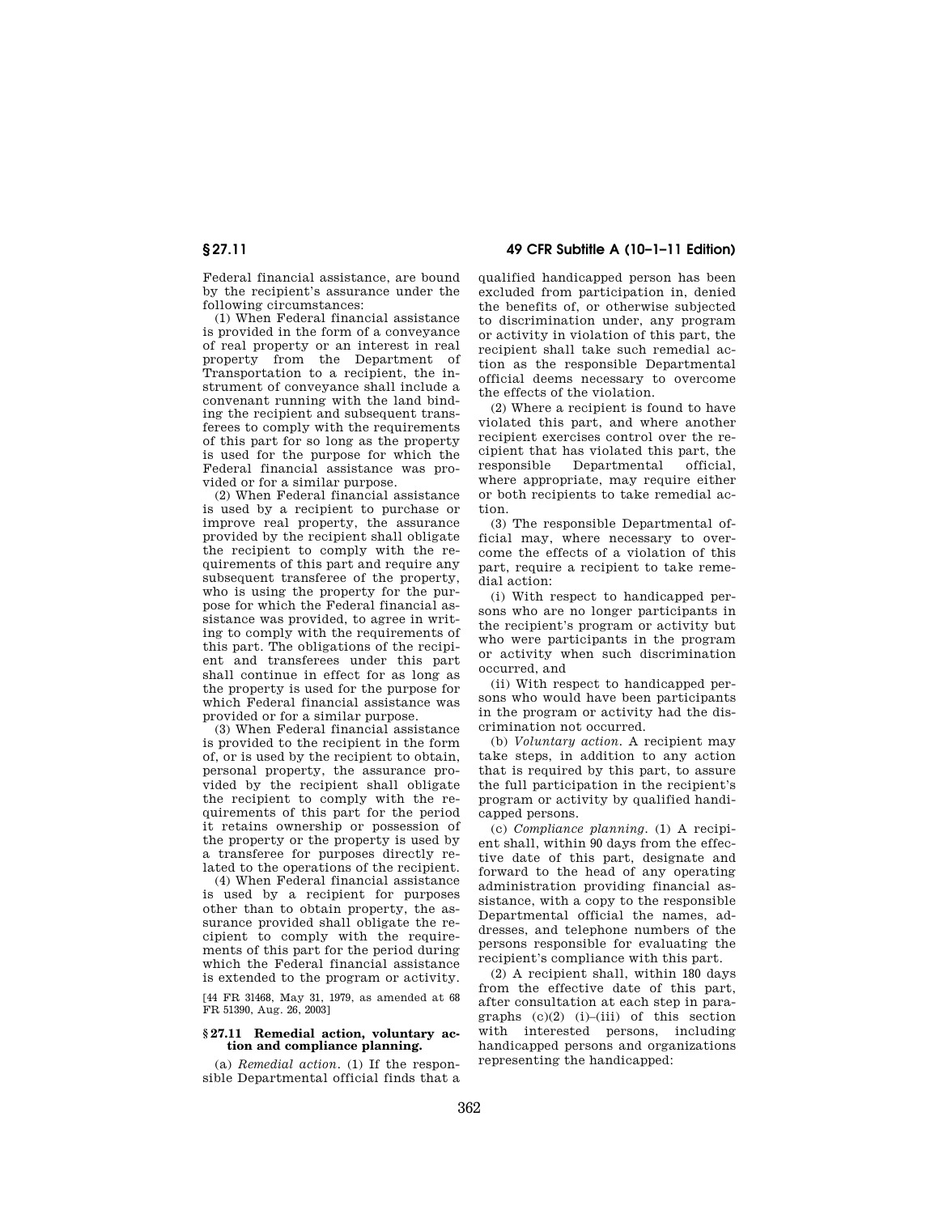Federal financial assistance, are bound by the recipient's assurance under the following circumstances:

(1) When Federal financial assistance is provided in the form of a conveyance of real property or an interest in real property from the Department of Transportation to a recipient, the instrument of conveyance shall include a convenant running with the land binding the recipient and subsequent transferees to comply with the requirements of this part for so long as the property is used for the purpose for which the Federal financial assistance was provided or for a similar purpose.

(2) When Federal financial assistance is used by a recipient to purchase or improve real property, the assurance provided by the recipient shall obligate the recipient to comply with the requirements of this part and require any subsequent transferee of the property, who is using the property for the purpose for which the Federal financial assistance was provided, to agree in writing to comply with the requirements of this part. The obligations of the recipient and transferees under this part shall continue in effect for as long as the property is used for the purpose for which Federal financial assistance was provided or for a similar purpose.

(3) When Federal financial assistance is provided to the recipient in the form of, or is used by the recipient to obtain, personal property, the assurance provided by the recipient shall obligate the recipient to comply with the requirements of this part for the period it retains ownership or possession of the property or the property is used by a transferee for purposes directly related to the operations of the recipient.

(4) When Federal financial assistance is used by a recipient for purposes other than to obtain property, the assurance provided shall obligate the recipient to comply with the requirements of this part for the period during which the Federal financial assistance is extended to the program or activity.

[44 FR 31468, May 31, 1979, as amended at 68 FR 51390, Aug. 26, 2003]

### § 27.11 Remedial action, voluntary action and compliance planning.

(a) *Remedial action.* (1) If the responsible Departmental official finds that a qualified handicapped person has been excluded from participation in, denied the benefits of, or otherwise subjected to discrimination under, any program or activity in violation of this part, the recipient shall take such remedial action as the responsible Departmental official deems necessary to overcome the effects of the violation.

(2) Where a recipient is found to have violated this part, and where another recipient exercises control over the recipient that has violated this part, the responsible Departmental official, where appropriate, may require either or both recipients to take remedial action.

(3) The responsible Departmental official may, where necessary to overcome the effects of a violation of this part, require a recipient to take remedial action:

(i) With respect to handicapped persons who are no longer participants in the recipient's program or activity but who were participants in the program or activity when such discrimination occurred, and

(ii) With respect to handicapped persons who would have been participants in the program or activity had the discrimination not occurred.

(b) *Voluntary action.* A recipient may take steps, in addition to any action that is required by this part, to assure the full participation in the recipient's program or activity by qualified handicapped persons.

(c) *Compliance planning.* (1) A recipient shall, within 90 days from the effective date of this part, designate and forward to the head of any operating administration providing financial assistance, with a copy to the responsible Departmental official the names, addresses, and telephone numbers of the persons responsible for evaluating the recipient's compliance with this part.

(2) A recipient shall, within 180 days from the effective date of this part, after consultation at each step in paragraphs (c)(2) (i)–(iii) of this section with interested persons, including handicapped persons and organizations representing the handicapped: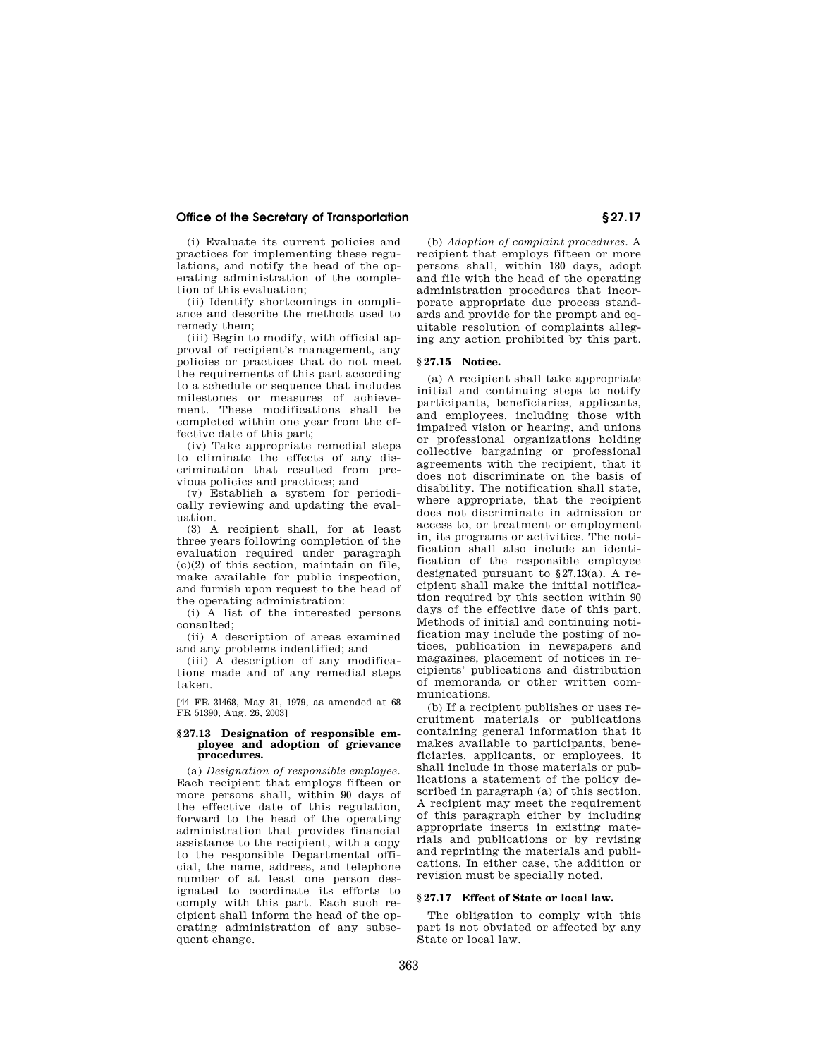(i) Evaluate its current policies and practices for implementing these regulations, and notify the head of the operating administration of the completion of this evaluation;

(ii) Identify shortcomings in compliance and describe the methods used to remedy them;

(iii) Begin to modify, with official approval of recipient's management, any policies or practices that do not meet the requirements of this part according to a schedule or sequence that includes milestones or measures of achievement. These modifications shall be completed within one year from the effective date of this part;

(iv) Take appropriate remedial steps to eliminate the effects of any discrimination that resulted from previous policies and practices; and

(v) Establish a system for periodically reviewing and updating the evaluation.

(3) A recipient shall, for at least three years following completion of the evaluation required under paragraph (c)(2) of this section, maintain on file, make available for public inspection, and furnish upon request to the head of the operating administration:

(i) A list of the interested persons consulted;

(ii) A description of areas examined and any problems indentified; and

(iii) A description of any modifications made and of any remedial steps taken.

[44 FR 31468, May 31, 1979, as amended at 68 FR 51390, Aug. 26, 2003]

### § 27.13 Designation of responsible employee and adoption of grievance procedures.

(a) *Designation of responsible employee.* Each recipient that employs fifteen or more persons shall, within 90 days of the effective date of this regulation, forward to the head of the operating administration that provides financial assistance to the recipient, with a copy to the responsible Departmental official, the name, address, and telephone number of at least one person designated to coordinate its efforts to comply with this part. Each such recipient shall inform the head of the operating administration of any subsequent change.

(b) *Adoption of complaint procedures.* A recipient that employs fifteen or more persons shall, within 180 days, adopt and file with the head of the operating administration procedures that incorporate appropriate due process standards and provide for the prompt and equitable resolution of complaints alleging any action prohibited by this part.

### § 27.15 Notice.

(a) A recipient shall take appropriate initial and continuing steps to notify participants, beneficiaries, applicants, and employees, including those with impaired vision or hearing, and unions or professional organizations holding collective bargaining or professional agreements with the recipient, that it does not discriminate on the basis of disability. The notification shall state, where appropriate, that the recipient does not discriminate in admission or access to, or treatment or employment in, its programs or activities. The notification shall also include an identification of the responsible employee designated pursuant to §27.13(a). A recipient shall make the initial notification required by this section within 90 days of the effective date of this part. Methods of initial and continuing notification may include the posting of notices, publication in newspapers and magazines, placement of notices in recipients' publications and distribution of memoranda or other written communications.

(b) If a recipient publishes or uses recruitment materials or publications containing general information that it makes available to participants, beneficiaries, applicants, or employees, it shall include in those materials or publications a statement of the policy described in paragraph (a) of this section. A recipient may meet the requirement of this paragraph either by including appropriate inserts in existing materials and publications or by revising and reprinting the materials and publications. In either case, the addition or revision must be specially noted.

### § 27.17 Effect of State or local law.

The obligation to comply with this part is not obviated or affected by any State or local law.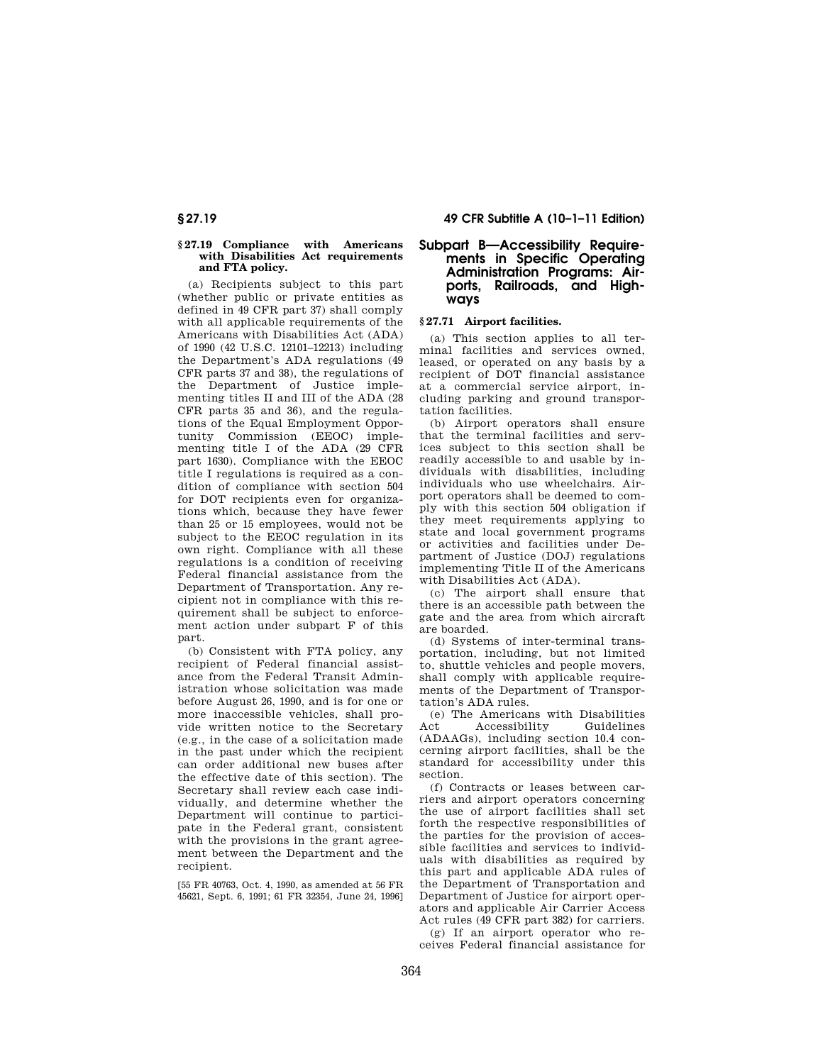### § 27.19 Compliance with Americans with Disabilities Act requirements and FTA policy.

(a) Recipients subject to this part (whether public or private entities as defined in 49 CFR part 37) shall comply with all applicable requirements of the Americans with Disabilities Act (ADA) of 1990 (42 U.S.C. 12101–12213) including the Department's ADA regulations (49 CFR parts 37 and 38), the regulations of the Department of Justice implementing titles II and III of the ADA (28 CFR parts 35 and 36), and the regulations of the Equal Employment Opportunity Commission (EEOC) implementing title I of the ADA (29 CFR part 1630). Compliance with the EEOC title I regulations is required as a condition of compliance with section 504 for DOT recipients even for organizations which, because they have fewer than 25 or 15 employees, would not be subject to the EEOC regulation in its own right. Compliance with all these regulations is a condition of receiving Federal financial assistance from the Department of Transportation. Any recipient not in compliance with this requirement shall be subject to enforcement action under subpart F of this part.

(b) Consistent with FTA policy, any recipient of Federal financial assistance from the Federal Transit Administration whose solicitation was made before August 26, 1990, and is for one or more inaccessible vehicles, shall provide written notice to the Secretary (e.g., in the case of a solicitation made in the past under which the recipient can order additional new buses after the effective date of this section). The Secretary shall review each case individually, and determine whether the Department will continue to participate in the Federal grant, consistent with the provisions in the grant agreement between the Department and the recipient.

[55 FR 40763, Oct. 4, 1990, as amended at 56 FR 45621, Sept. 6, 1991; 61 FR 32354, June 24, 1996]

## Subpart B—Accessibility Requirements in Specific Operating Administration Programs: Airports, Railroads, and Highways

### § 27.71 Airport facilities.

(a) This section applies to all terminal facilities and services owned, leased, or operated on any basis by a recipient of DOT financial assistance at a commercial service airport, including parking and ground transportation facilities.

(b) Airport operators shall ensure that the terminal facilities and services subject to this section shall be readily accessible to and usable by individuals with disabilities, including individuals who use wheelchairs. Airport operators shall be deemed to comply with this section 504 obligation if they meet requirements applying to state and local government programs or activities and facilities under Department of Justice (DOJ) regulations implementing Title II of the Americans with Disabilities Act (ADA).

(c) The airport shall ensure that there is an accessible path between the gate and the area from which aircraft are boarded.

(d) Systems of inter-terminal transportation, including, but not limited to, shuttle vehicles and people movers, shall comply with applicable requirements of the Department of Transportation's ADA rules.

(e) The Americans with Disabilities Act Accessibility Guidelines (ADAAGs), including section 10.4 concerning airport facilities, shall be the standard for accessibility under this section.

(f) Contracts or leases between carriers and airport operators concerning the use of airport facilities shall set forth the respective responsibilities of the parties for the provision of accessible facilities and services to individuals with disabilities as required by this part and applicable ADA rules of the Department of Transportation and Department of Justice for airport operators and applicable Air Carrier Access Act rules (49 CFR part 382) for carriers.

(g) If an airport operator who receives Federal financial assistance for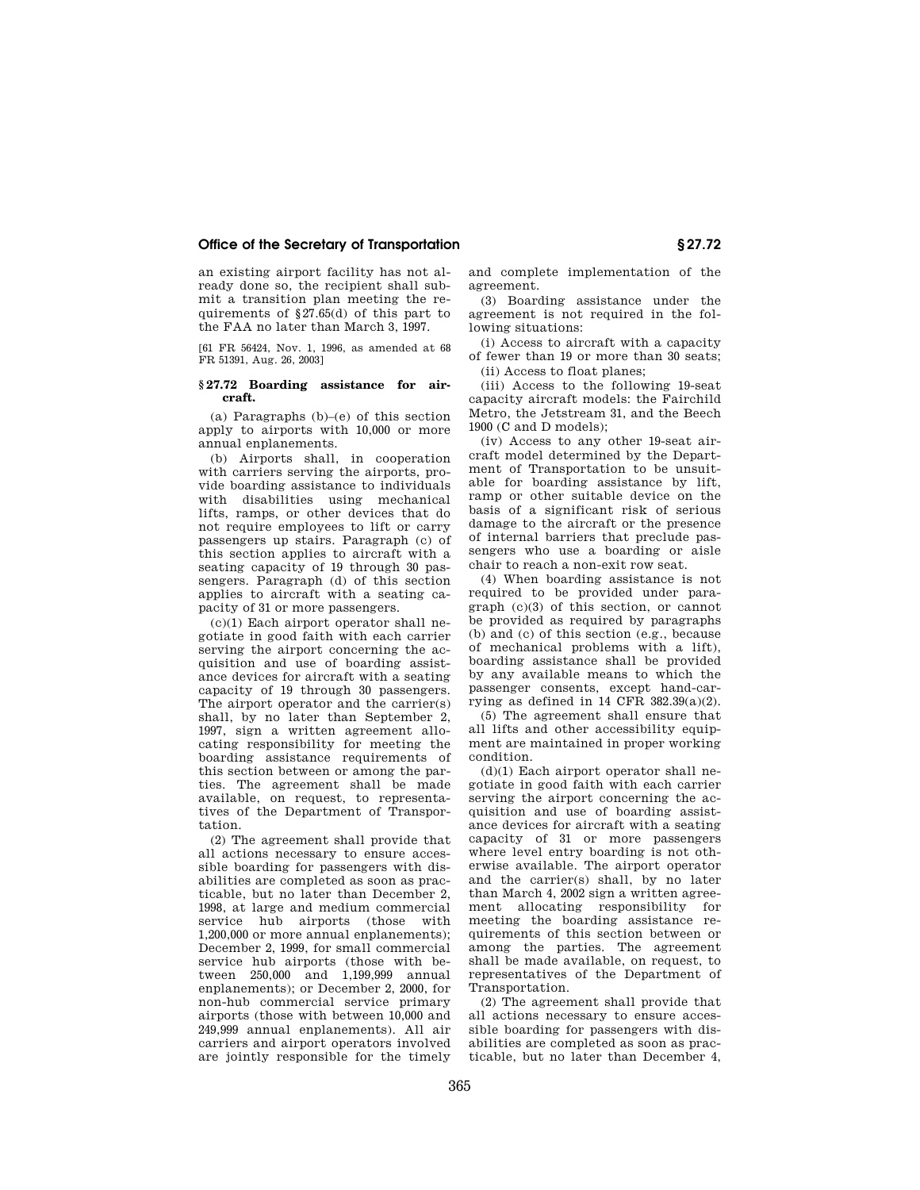an existing airport facility has not already done so, the recipient shall submit a transition plan meeting the requirements of §27.65(d) of this part to the FAA no later than March 3, 1997.

[61 FR 56424, Nov. 1, 1996, as amended at 68 FR 51391, Aug. 26, 2003]

### § 27.72 Boarding assistance for aircraft.

(a) Paragraphs (b)–(e) of this section apply to airports with 10,000 or more annual enplanements.

(b) Airports shall, in cooperation with carriers serving the airports, provide boarding assistance to individuals with disabilities using mechanical lifts, ramps, or other devices that do not require employees to lift or carry passengers up stairs. Paragraph (c) of this section applies to aircraft with a seating capacity of 19 through 30 passengers. Paragraph (d) of this section applies to aircraft with a seating capacity of 31 or more passengers.

(c)(1) Each airport operator shall negotiate in good faith with each carrier serving the airport concerning the acquisition and use of boarding assistance devices for aircraft with a seating capacity of 19 through 30 passengers. The airport operator and the carrier(s) shall, by no later than September 2, 1997, sign a written agreement allocating responsibility for meeting the boarding assistance requirements of this section between or among the parties. The agreement shall be made available, on request, to representatives of the Department of Transportation.

(2) The agreement shall provide that all actions necessary to ensure accessible boarding for passengers with disabilities are completed as soon as practicable, but no later than December 2, 1998, at large and medium commercial service hub airports (those with 1,200,000 or more annual enplanements); December 2, 1999, for small commercial service hub airports (those with between 250,000 and 1,199,999 annual enplanements); or December 2, 2000, for non-hub commercial service primary airports (those with between 10,000 and 249,999 annual enplanements). All air carriers and airport operators involved are jointly responsible for the timely and complete implementation of the agreement.

(3) Boarding assistance under the agreement is not required in the following situations:

(i) Access to aircraft with a capacity of fewer than 19 or more than 30 seats;

(ii) Access to float planes;

(iii) Access to the following 19-seat capacity aircraft models: the Fairchild Metro, the Jetstream 31, and the Beech 1900 (C and D models);

(iv) Access to any other 19-seat aircraft model determined by the Department of Transportation to be unsuitable for boarding assistance by lift, ramp or other suitable device on the basis of a significant risk of serious damage to the aircraft or the presence of internal barriers that preclude passengers who use a boarding or aisle chair to reach a non-exit row seat.

(4) When boarding assistance is not required to be provided under paragraph (c)(3) of this section, or cannot be provided as required by paragraphs (b) and (c) of this section (e.g., because of mechanical problems with a lift), boarding assistance shall be provided by any available means to which the passenger consents, except hand-carrying as defined in 14 CFR 382.39(a)(2).

(5) The agreement shall ensure that all lifts and other accessibility equipment are maintained in proper working condition.

(d)(1) Each airport operator shall negotiate in good faith with each carrier serving the airport concerning the acquisition and use of boarding assistance devices for aircraft with a seating capacity of 31 or more passengers where level entry boarding is not otherwise available. The airport operator and the carrier(s) shall, by no later than March 4, 2002 sign a written agreement allocating responsibility for meeting the boarding assistance requirements of this section between or among the parties. The agreement shall be made available, on request, to representatives of the Department of Transportation.

(2) The agreement shall provide that all actions necessary to ensure accessible boarding for passengers with disabilities are completed as soon as practicable, but no later than December 4,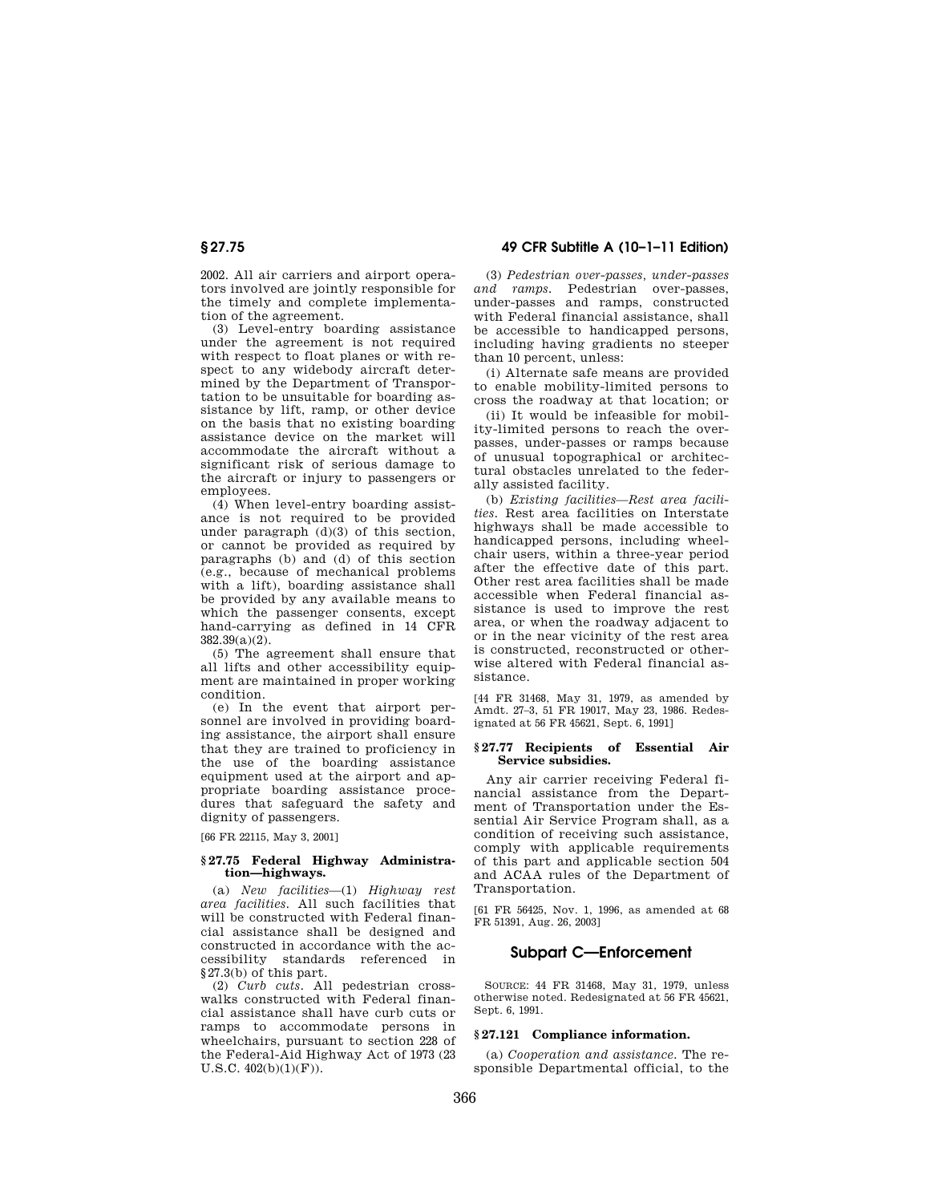2002. All air carriers and airport operators involved are jointly responsible for the timely and complete implementation of the agreement.

(3) Level-entry boarding assistance under the agreement is not required with respect to float planes or with respect to any widebody aircraft determined by the Department of Transportation to be unsuitable for boarding assistance by lift, ramp, or other device on the basis that no existing boarding assistance device on the market will accommodate the aircraft without a significant risk of serious damage to the aircraft or injury to passengers or employees.

(4) When level-entry boarding assistance is not required to be provided under paragraph (d)(3) of this section, or cannot be provided as required by paragraphs (b) and (d) of this section (e.g., because of mechanical problems with a lift), boarding assistance shall be provided by any available means to which the passenger consents, except hand-carrying as defined in 14 CFR 382.39(a)(2).

(5) The agreement shall ensure that all lifts and other accessibility equipment are maintained in proper working condition.

(e) In the event that airport personnel are involved in providing boarding assistance, the airport shall ensure that they are trained to proficiency in the use of the boarding assistance equipment used at the airport and appropriate boarding assistance procedures that safeguard the safety and dignity of passengers.

[66 FR 22115, May 3, 2001]

### § 27.75 Federal Highway Administration—highways.

(a) *New facilities*—(1) *Highway rest area facilities.* All such facilities that will be constructed with Federal financial assistance shall be designed and constructed in accordance with the accessibility standards referenced in §27.3(b) of this part.

(2) *Curb cuts.* All pedestrian crosswalks constructed with Federal financial assistance shall have curb cuts or ramps to accommodate persons in wheelchairs, pursuant to section 228 of the Federal-Aid Highway Act of 1973 (23 U.S.C. 402(b)(1)(F)).

(3) *Pedestrian over-passes, under-passes and ramps.* Pedestrian over-passes, under-passes and ramps, constructed with Federal financial assistance, shall be accessible to handicapped persons, including having gradients no steeper than 10 percent, unless:

(i) Alternate safe means are provided to enable mobility-limited persons to cross the roadway at that location; or

(ii) It would be infeasible for mobility-limited persons to reach the over-passes, under-passes or ramps because of unusual topographical or architectural obstacles unrelated to the federally assisted facility.

(b) *Existing facilities—Rest area facilities.* Rest area facilities on Interstate highways shall be made accessible to handicapped persons, including wheelchair users, within a three-year period after the effective date of this part. Other rest area facilities shall be made accessible when Federal financial assistance is used to improve the rest area, or when the roadway adjacent to or in the near vicinity of the rest area is constructed, reconstructed or otherwise altered with Federal financial assistance.

[44 FR 31468, May 31, 1979, as amended by Amdt. 27–3, 51 FR 19017, May 23, 1986. Redesignated at 56 FR 45621, Sept. 6, 1991]

### § 27.77 Recipients of Essential Air Service subsidies.

Any air carrier receiving Federal financial assistance from the Department of Transportation under the Essential Air Service Program shall, as a condition of receiving such assistance, comply with applicable requirements of this part and applicable section 504 and ACAA rules of the Department of Transportation.

[61 FR 56425, Nov. 1, 1996, as amended at 68 FR 51391, Aug. 26, 2003]

## Subpart C—Enforcement

SOURCE: 44 FR 31468, May 31, 1979, unless otherwise noted. Redesignated at 56 FR 45621, Sept. 6, 1991.

### § 27.121 Compliance information.

(a) *Cooperation and assistance.* The responsible Departmental official, to the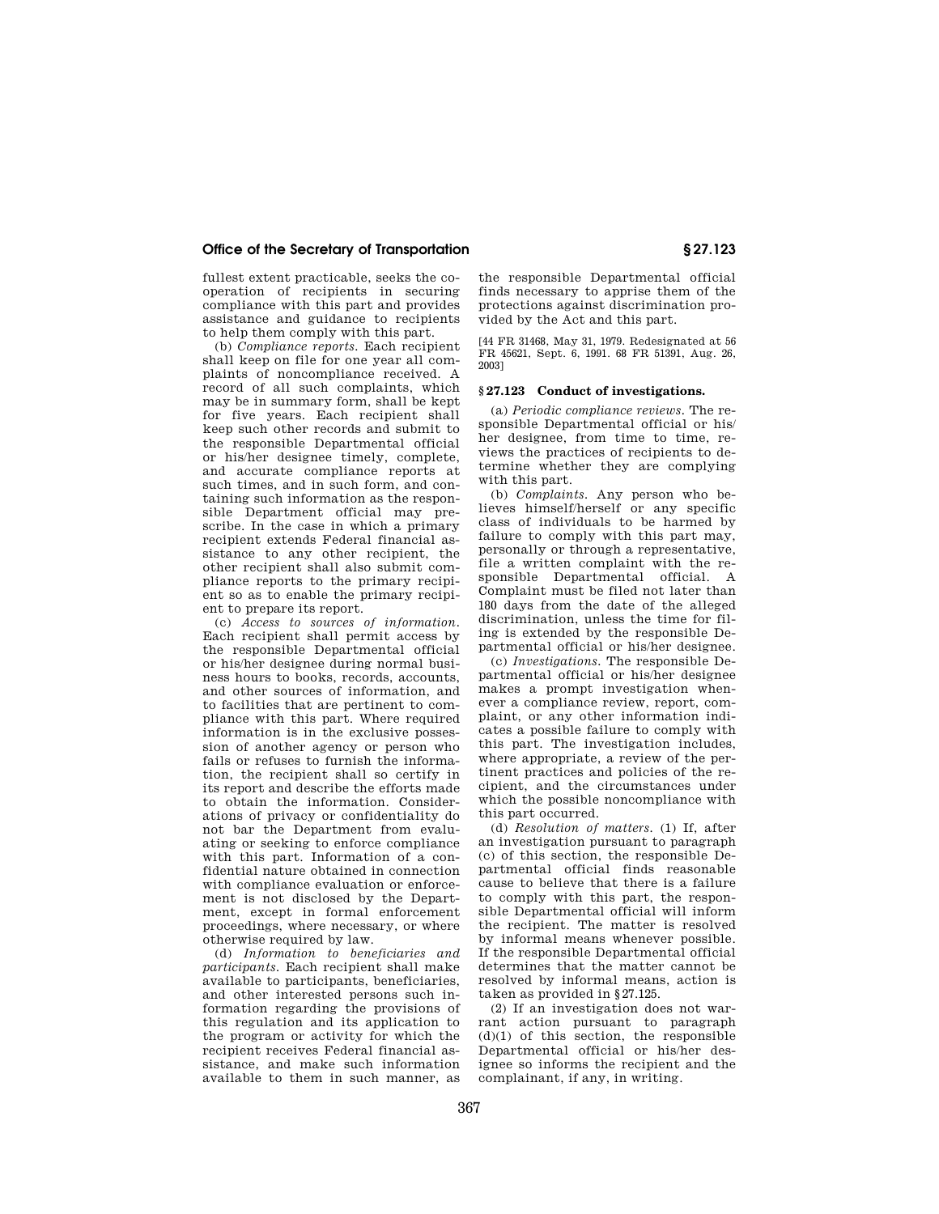fullest extent practicable, seeks the cooperation of recipients in securing compliance with this part and provides assistance and guidance to recipients to help them comply with this part.

(b) *Compliance reports.* Each recipient shall keep on file for one year all complaints of noncompliance received. A record of all such complaints, which may be in summary form, shall be kept for five years. Each recipient shall keep such other records and submit to the responsible Departmental official or his/her designee timely, complete, and accurate compliance reports at such times, and in such form, and containing such information as the responsible Department official may prescribe. In the case in which a primary recipient extends Federal financial assistance to any other recipient, the other recipient shall also submit compliance reports to the primary recipient so as to enable the primary recipient to prepare its report.

(c) *Access to sources of information.* Each recipient shall permit access by the responsible Departmental official or his/her designee during normal business hours to books, records, accounts, and other sources of information, and to facilities that are pertinent to compliance with this part. Where required information is in the exclusive possession of another agency or person who fails or refuses to furnish the information, the recipient shall so certify in its report and describe the efforts made to obtain the information. Considerations of privacy or confidentiality do not bar the Department from evaluating or seeking to enforce compliance with this part. Information of a confidential nature obtained in connection with compliance evaluation or enforcement is not disclosed by the Department, except in formal enforcement proceedings, where necessary, or where otherwise required by law.

(d) *Information to beneficiaries and participants.* Each recipient shall make available to participants, beneficiaries, and other interested persons such information regarding the provisions of this regulation and its application to the program or activity for which the recipient receives Federal financial assistance, and make such information available to them in such manner, as the responsible Departmental official finds necessary to apprise them of the protections against discrimination provided by the Act and this part.

[44 FR 31468, May 31, 1979. Redesignated at 56 FR 45621, Sept. 6, 1991. 68 FR 51391, Aug. 26, 2003]

### § 27.123 Conduct of investigations.

(a) *Periodic compliance reviews.* The responsible Departmental official or his/her designee, from time to time, reviews the practices of recipients to determine whether they are complying with this part.

(b) *Complaints.* Any person who believes himself/herself or any specific class of individuals to be harmed by failure to comply with this part may, personally or through a representative, file a written complaint with the responsible Departmental official. A Complaint must be filed not later than 180 days from the date of the alleged discrimination, unless the time for filing is extended by the responsible Departmental official or his/her designee.

(c) *Investigations.* The responsible Departmental official or his/her designee makes a prompt investigation whenever a compliance review, report, complaint, or any other information indicates a possible failure to comply with this part. The investigation includes, where appropriate, a review of the pertinent practices and policies of the recipient, and the circumstances under which the possible noncompliance with this part occurred.

(d) *Resolution of matters.* (1) If, after an investigation pursuant to paragraph (c) of this section, the responsible Departmental official finds reasonable cause to believe that there is a failure to comply with this part, the responsible Departmental official will inform the recipient. The matter is resolved by informal means whenever possible. If the responsible Departmental official determines that the matter cannot be resolved by informal means, action is taken as provided in §27.125.

(2) If an investigation does not warrant action pursuant to paragraph (d)(1) of this section, the responsible Departmental official or his/her designee so informs the recipient and the complainant, if any, in writing.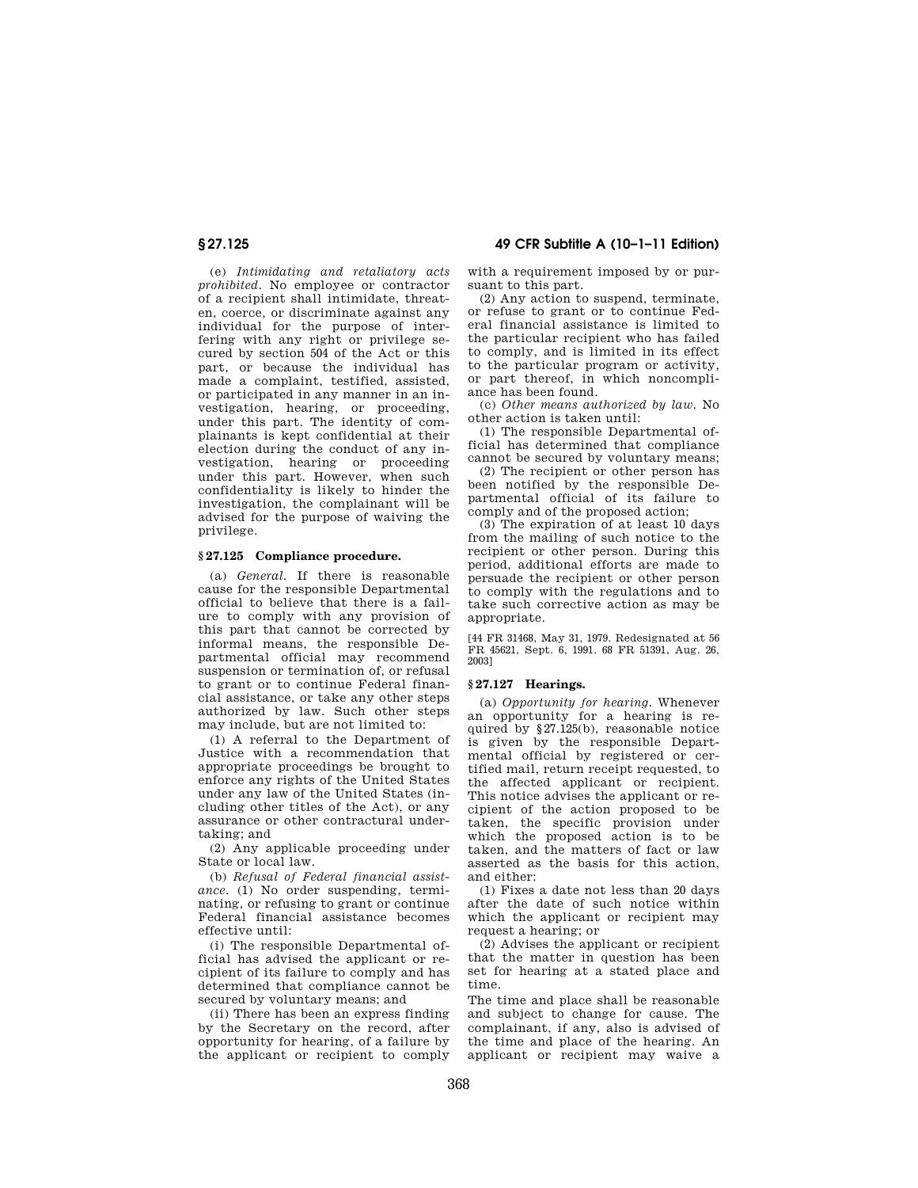(e) *Intimidating and retaliatory acts prohibited*. No employee or contractor of a recipient shall intimidate, threaten, coerce, or discriminate against any individual for the purpose of interfering with any right or privilege secured by section 504 of the Act or this part, or because the individual has made a complaint, testified, assisted, or participated in any manner in an investigation, hearing, or proceeding, under this part. The identity of complainants is kept confidential at their election during the conduct of any investigation, hearing or proceeding under this part. However, when such confidentiality is likely to hinder the investigation, the complainant will be advised for the purpose of waiving the privilege.

### § 27.125 Compliance procedure.

(a) *General*. If there is reasonable cause for the responsible Departmental official to believe that there is a failure to comply with any provision of this part that cannot be corrected by informal means, the responsible Departmental official may recommend suspension or termination of, or refusal to grant or to continue Federal financial assistance, or take any other steps authorized by law. Such other steps may include, but are not limited to:

(1) A referral to the Department of Justice with a recommendation that appropriate proceedings be brought to enforce any rights of the United States under any law of the United States (including other titles of the Act), or any assurance or other contractual undertaking; and

(2) Any applicable proceeding under State or local law.

(b) *Refusal of Federal financial assistance*. (1) No order suspending, terminating, or refusing to grant or continue Federal financial assistance becomes effective until:

(i) The responsible Departmental official has advised the applicant or recipient of its failure to comply and has determined that compliance cannot be secured by voluntary means; and

(ii) There has been an express finding by the Secretary on the record, after opportunity for hearing, of a failure by the applicant or recipient to comply with a requirement imposed by or pursuant to this part.

(2) Any action to suspend, terminate, or refuse to grant or to continue Federal financial assistance is limited to the particular recipient who has failed to comply, and is limited in its effect to the particular program or activity, or part thereof, in which noncompliance has been found.

(c) *Other means authorized by law*. No other action is taken until:

(1) The responsible Departmental official has determined that compliance cannot be secured by voluntary means;

(2) The recipient or other person has been notified by the responsible Departmental official of its failure to comply and of the proposed action;

(3) The expiration of at least 10 days from the mailing of such notice to the recipient or other person. During this period, additional efforts are made to persuade the recipient or other person to comply with the regulations and to take such corrective action as may be appropriate.

[44 FR 31468, May 31, 1979. Redesignated at 56 FR 45621, Sept. 6, 1991. 68 FR 51391, Aug. 26, 2003]

### § 27.127 Hearings.

(a) *Opportunity for hearing*. Whenever an opportunity for a hearing is required by §27.125(b), reasonable notice is given by the responsible Departmental official by registered or certified mail, return receipt requested, to the affected applicant or recipient. This notice advises the applicant or recipient of the action proposed to be taken, the specific provision under which the proposed action is to be taken, and the matters of fact or law asserted as the basis for this action, and either:

(1) Fixes a date not less than 20 days after the date of such notice within which the applicant or recipient may request a hearing; or

(2) Advises the applicant or recipient that the matter in question has been set for hearing at a stated place and time.

The time and place shall be reasonable and subject to change for cause. The complainant, if any, also is advised of the time and place of the hearing. An applicant or recipient may waive a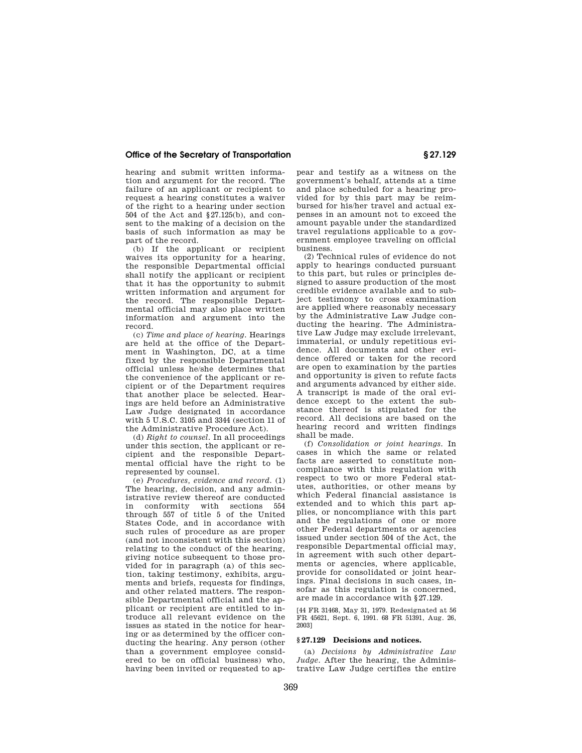hearing and submit written information and argument for the record. The failure of an applicant or recipient to request a hearing constitutes a waiver of the right to a hearing under section 504 of the Act and §27.125(b), and consent to the making of a decision on the basis of such information as may be part of the record.

(b) If the applicant or recipient waives its opportunity for a hearing, the responsible Departmental official shall notify the applicant or recipient that it has the opportunity to submit written information and argument for the record. The responsible Departmental official may also place written information and argument into the record.

(c) *Time and place of hearing.* Hearings are held at the office of the Department in Washington, DC, at a time fixed by the responsible Departmental official unless he/she determines that the convenience of the applicant or recipient or of the Department requires that another place be selected. Hearings are held before an Administrative Law Judge designated in accordance with 5 U.S.C. 3105 and 3344 (section 11 of the Administrative Procedure Act).

(d) *Right to counsel.* In all proceedings under this section, the applicant or recipient and the responsible Departmental official have the right to be represented by counsel.

(e) *Procedures, evidence and record.* (1) The hearing, decision, and any administrative review thereof are conducted in conformity with sections 554 through 557 of title 5 of the United States Code, and in accordance with such rules of procedure as are proper (and not inconsistent with this section) relating to the conduct of the hearing, giving notice subsequent to those provided for in paragraph (a) of this section, taking testimony, exhibits, arguments and briefs, requests for findings, and other related matters. The responsible Departmental official and the applicant or recipient are entitled to introduce all relevant evidence on the issues as stated in the notice for hearing or as determined by the officer conducting the hearing. Any person (other than a government employee considered to be on official business) who, having been invited or requested to appear and testify as a witness on the government's behalf, attends at a time and place scheduled for a hearing provided for by this part may be reimbursed for his/her travel and actual expenses in an amount not to exceed the amount payable under the standardized travel regulations applicable to a government employee traveling on official business.

(2) Technical rules of evidence do not apply to hearings conducted pursuant to this part, but rules or principles designed to assure production of the most credible evidence available and to subject testimony to cross examination are applied where reasonably necessary by the Administrative Law Judge conducting the hearing. The Administrative Law Judge may exclude irrelevant, immaterial, or unduly repetitious evidence. All documents and other evidence offered or taken for the record are open to examination by the parties and opportunity is given to refute facts and arguments advanced by either side. A transcript is made of the oral evidence except to the extent the substance thereof is stipulated for the record. All decisions are based on the hearing record and written findings shall be made.

(f) *Consolidation or joint hearings.* In cases in which the same or related facts are asserted to constitute noncompliance with this regulation with respect to two or more Federal statutes, authorities, or other means by which Federal financial assistance is extended and to which this part applies, or noncompliance with this part and the regulations of one or more other Federal departments or agencies issued under section 504 of the Act, the responsible Departmental official may, in agreement with such other departments or agencies, where applicable, provide for consolidated or joint hearings. Final decisions in such cases, insofar as this regulation is concerned, are made in accordance with §27.129.

[44 FR 31468, May 31, 1979. Redesignated at 56 FR 45621, Sept. 6, 1991. 68 FR 51391, Aug. 26, 2003]

### §27.129 Decisions and notices.

(a) *Decisions by Administrative Law Judge.* After the hearing, the Administrative Law Judge certifies the entire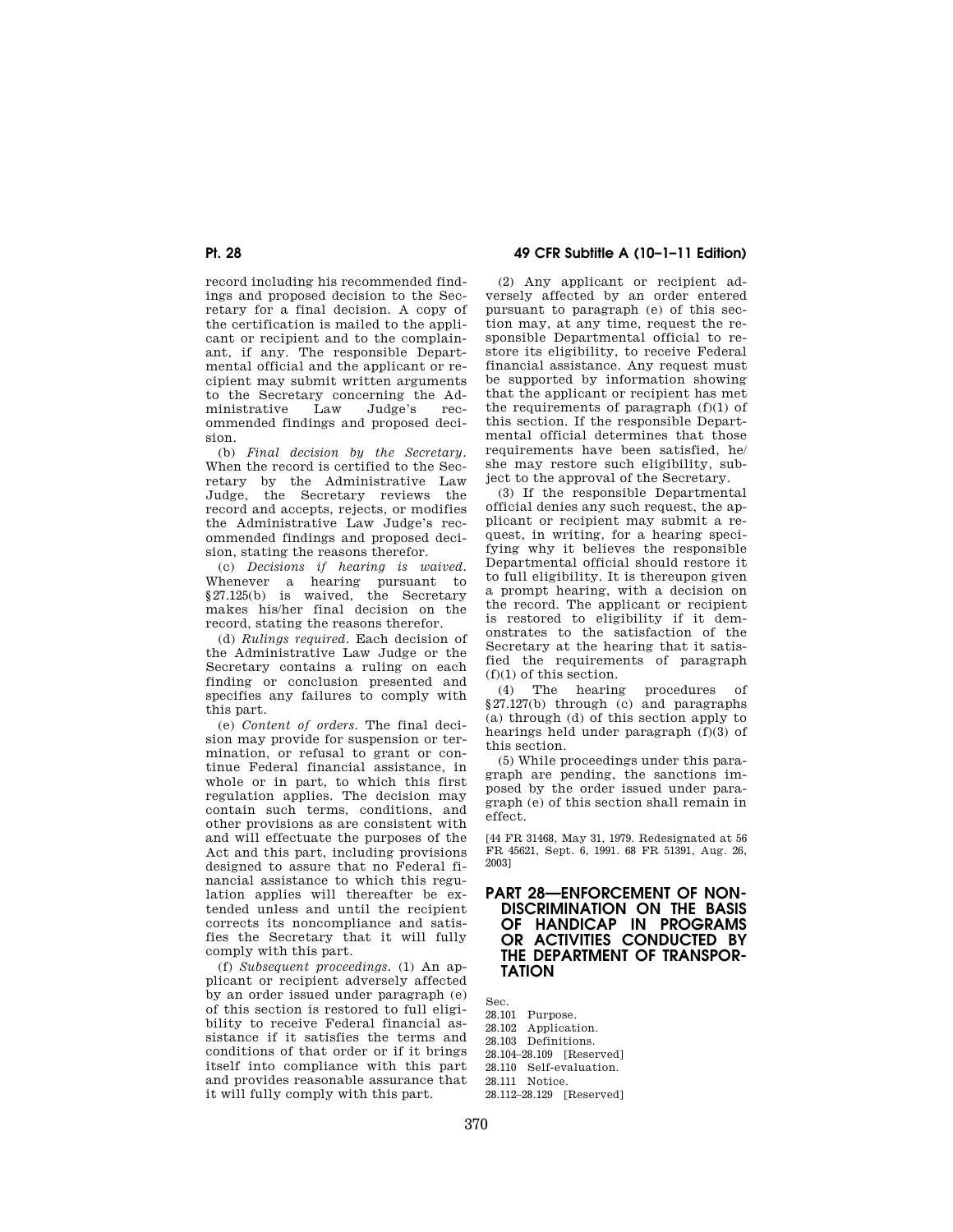record including his recommended findings and proposed decision to the Secretary for a final decision. A copy of the certification is mailed to the applicant or recipient and to the complainant, if any. The responsible Departmental official and the applicant or recipient may submit written arguments to the Secretary concerning the Administrative Law Judge's recommended findings and proposed decision.

(b) *Final decision by the Secretary.* When the record is certified to the Secretary by the Administrative Law Judge, the Secretary reviews the record and accepts, rejects, or modifies the Administrative Law Judge's recommended findings and proposed decision, stating the reasons therefor.

(c) *Decisions if hearing is waived.* Whenever a hearing pursuant to §27.125(b) is waived, the Secretary makes his/her final decision on the record, stating the reasons therefor.

(d) *Rulings required.* Each decision of the Administrative Law Judge or the Secretary contains a ruling on each finding or conclusion presented and specifies any failures to comply with this part.

(e) *Content of orders.* The final decision may provide for suspension or termination, or refusal to grant or continue Federal financial assistance, in whole or in part, to which this first regulation applies. The decision may contain such terms, conditions, and other provisions as are consistent with and will effectuate the purposes of the Act and this part, including provisions designed to assure that no Federal financial assistance to which this regulation applies will thereafter be extended unless and until the recipient corrects its noncompliance and satisfies the Secretary that it will fully comply with this part.

(f) *Subsequent proceedings.* (1) An applicant or recipient adversely affected by an order issued under paragraph (e) of this section is restored to full eligibility to receive Federal financial assistance if it satisfies the terms and conditions of that order or if it brings itself into compliance with this part and provides reasonable assurance that it will fully comply with this part.

(2) Any applicant or recipient adversely affected by an order entered pursuant to paragraph (e) of this section may, at any time, request the responsible Departmental official to restore its eligibility, to receive Federal financial assistance. Any request must be supported by information showing that the applicant or recipient has met the requirements of paragraph (f)(1) of this section. If the responsible Departmental official determines that those requirements have been satisfied, he/she may restore such eligibility, subject to the approval of the Secretary.

(3) If the responsible Departmental official denies any such request, the applicant or recipient may submit a request, in writing, for a hearing specifying why it believes the responsible Departmental official should restore it to full eligibility. It is thereupon given a prompt hearing, with a decision on the record. The applicant or recipient is restored to eligibility if it demonstrates to the satisfaction of the Secretary at the hearing that it satisfied the requirements of paragraph (f)(1) of this section.

(4) The hearing procedures of §27.127(b) through (c) and paragraphs (a) through (d) of this section apply to hearings held under paragraph (f)(3) of this section.

(5) While proceedings under this paragraph are pending, the sanctions imposed by the order issued under paragraph (e) of this section shall remain in effect.

[44 FR 31468, May 31, 1979. Redesignated at 56 FR 45621, Sept. 6, 1991. 68 FR 51391, Aug. 26, 2003]

## PART 28—ENFORCEMENT OF NONDISCRIMINATION ON THE BASIS OF HANDICAP IN PROGRAMS OR ACTIVITIES CONDUCTED BY THE DEPARTMENT OF TRANSPORTATION

Sec.
28.101 Purpose.
28.102 Application.
28.103 Definitions.
28.104–28.109 [Reserved]
28.110 Self-evaluation.
28.111 Notice.
28.112–28.129 [Reserved]